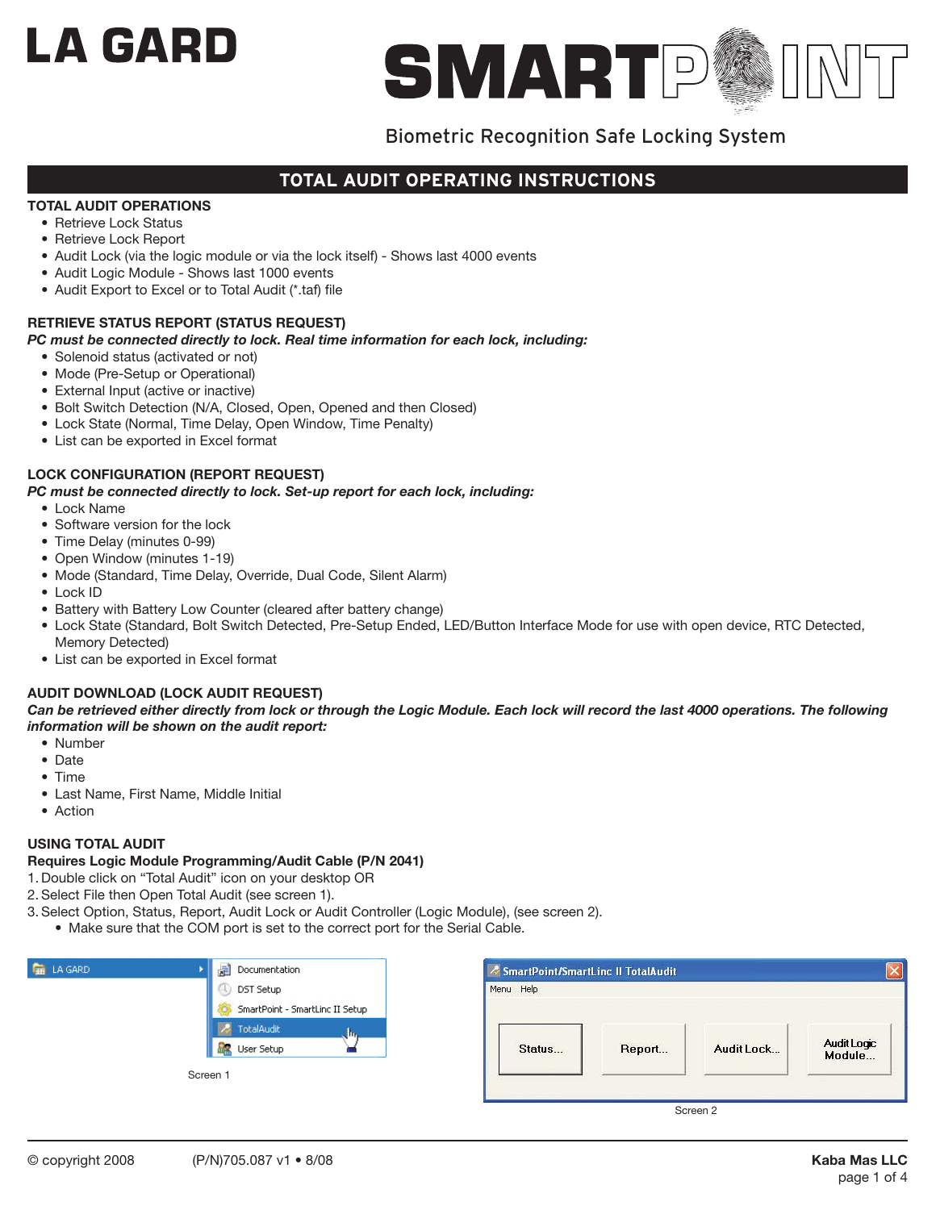# LA GARD SMARTPOINT

Biometric Recognition Safe Locking System

## TOTAL AUDIT OPERATING INSTRUCTIONS

### TOTAL AUDIT OPERATIONS

- Retrieve Lock Status
- Retrieve Lock Report
- Audit Lock (via the logic module or via the lock itself) - Shows last 4000 events
- Audit Logic Module - Shows last 1000 events
- Audit Export to Excel or to Total Audit (*.taf) file

### RETRIEVE STATUS REPORT (STATUS REQUEST)

***PC must be connected directly to lock. Real time information for each lock, including:***

- Solenoid status (activated or not)
- Mode (Pre-Setup or Operational)
- External Input (active or inactive)
- Bolt Switch Detection (N/A, Closed, Open, Opened and then Closed)
- Lock State (Normal, Time Delay, Open Window, Time Penalty)
- List can be exported in Excel format

### LOCK CONFIGURATION (REPORT REQUEST)

***PC must be connected directly to lock. Set-up report for each lock, including:***

- Lock Name
- Software version for the lock
- Time Delay (minutes 0-99)
- Open Window (minutes 1-19)
- Mode (Standard, Time Delay, Override, Dual Code, Silent Alarm)
- Lock ID
- Battery with Battery Low Counter (cleared after battery change)
- Lock State (Standard, Bolt Switch Detected, Pre-Setup Ended, LED/Button Interface Mode for use with open device, RTC Detected, Memory Detected)
- List can be exported in Excel format

### AUDIT DOWNLOAD (LOCK AUDIT REQUEST)

***Can be retrieved either directly from lock or through the Logic Module. Each lock will record the last 4000 operations. The following information will be shown on the audit report:***

- Number
- Date
- Time
- Last Name, First Name, Middle Initial
- Action

### USING TOTAL AUDIT

**Requires Logic Module Programming/Audit Cable (P/N 2041)**

1. Double click on "Total Audit" icon on your desktop OR
2. Select File then Open Total Audit (see screen 1).
3. Select Option, Status, Report, Audit Lock or Audit Controller (Logic Module), (see screen 2).
   - Make sure that the COM port is set to the correct port for the Serial Cable.

LA GARD ▸ Documentation | DST Setup | SmartPoint - SmartLinc II Setup | TotalAudit | User Setup

Screen 1

SmartPoint/SmartLinc II TotalAudit — Menu | Help — Status... | Report... | Audit Lock... | Audit Logic Module...

Screen 2

© copyright 2008 (P/N)705.087 v1 • 8/08 **Kaba Mas LLC**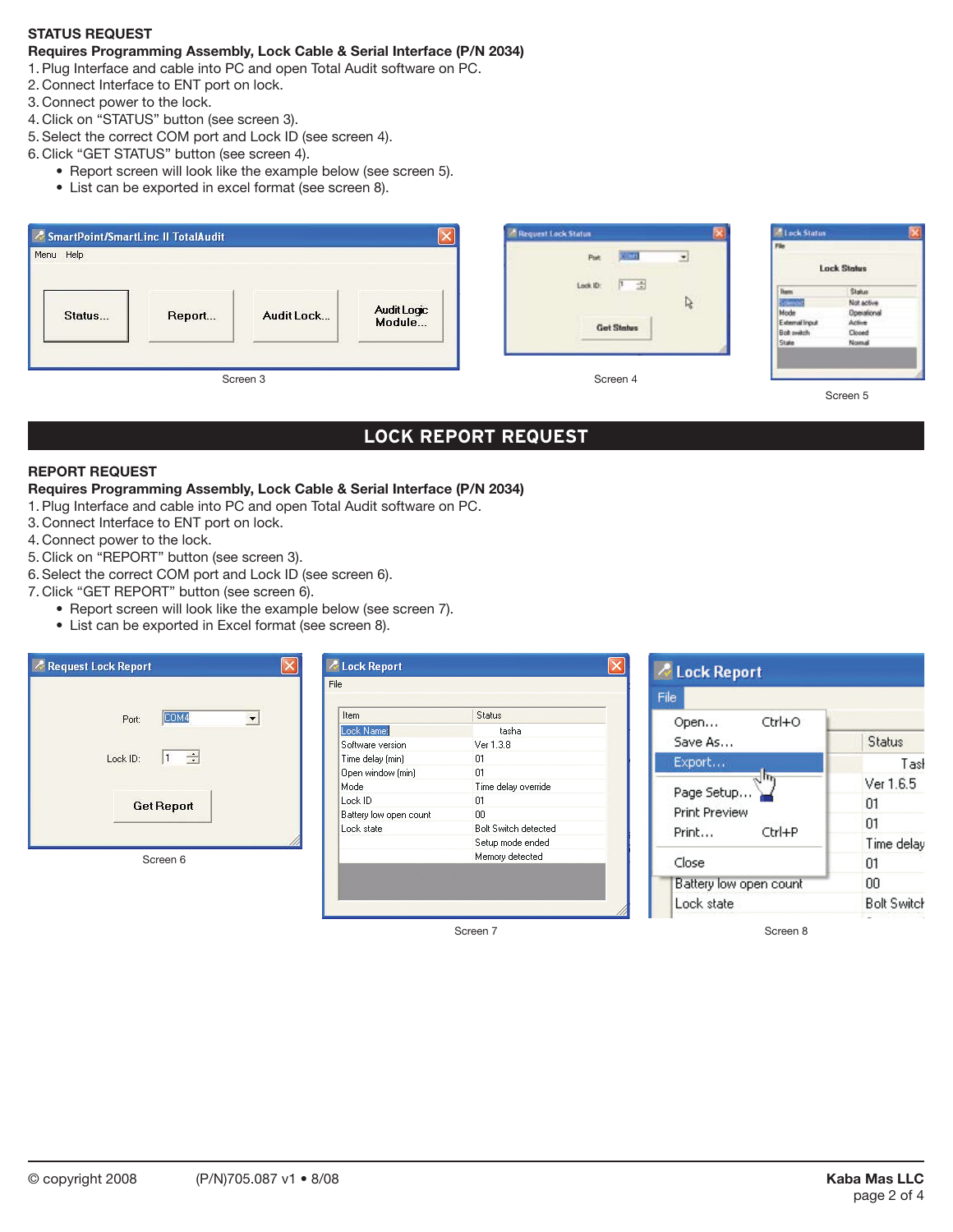**STATUS REQUEST**

**Requires Programming Assembly, Lock Cable & Serial Interface (P/N 2034)**

1. Plug Interface and cable into PC and open Total Audit software on PC.
2. Connect Interface to ENT port on lock.
3. Connect power to the lock.
4. Click on "STATUS" button (see screen 3).
5. Select the correct COM port and Lock ID (see screen 4).
6. Click "GET STATUS" button (see screen 4).
   - Report screen will look like the example below (see screen 5).
   - List can be exported in excel format (see screen 8).

Screen 3

Screen 4

Screen 5

## LOCK REPORT REQUEST

**REPORT REQUEST**

**Requires Programming Assembly, Lock Cable & Serial Interface (P/N 2034)**

1. Plug Interface and cable into PC and open Total Audit software on PC.
3. Connect Interface to ENT port on lock.
4. Connect power to the lock.
5. Click on "REPORT" button (see screen 3).
6. Select the correct COM port and Lock ID (see screen 6).
7. Click "GET REPORT" button (see screen 6).
   - Report screen will look like the example below (see screen 7).
   - List can be exported in Excel format (see screen 8).

Screen 6

Screen 7

Screen 8

© copyright 2008 (P/N)705.087 v1 • 8/08 **Kaba Mas LLC**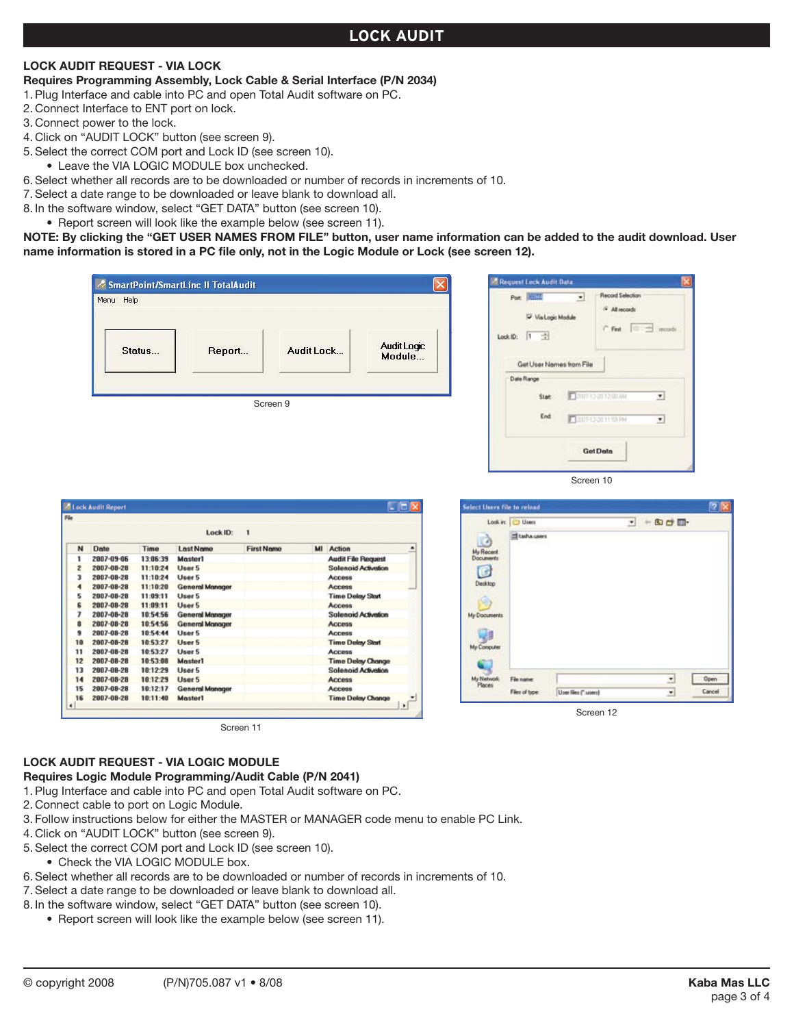# LOCK AUDIT

### LOCK AUDIT REQUEST - VIA LOCK

**Requires Programming Assembly, Lock Cable & Serial Interface (P/N 2034)**

1. Plug Interface and cable into PC and open Total Audit software on PC.
2. Connect Interface to ENT port on lock.
3. Connect power to the lock.
4. Click on "AUDIT LOCK" button (see screen 9).
5. Select the correct COM port and Lock ID (see screen 10).
   - Leave the VIA LOGIC MODULE box unchecked.
6. Select whether all records are to be downloaded or number of records in increments of 10.
7. Select a date range to be downloaded or leave blank to download all.
8. In the software window, select "GET DATA" button (see screen 10).
   - Report screen will look like the example below (see screen 11).

**NOTE: By clicking the "GET USER NAMES FROM FILE" button, user name information can be added to the audit download. User name information is stored in a PC file only, not in the Logic Module or Lock (see screen 12).**

Screen 9

Screen 10

Screen 11

Screen 12

### LOCK AUDIT REQUEST - VIA LOGIC MODULE

**Requires Logic Module Programming/Audit Cable (P/N 2041)**

1. Plug Interface and cable into PC and open Total Audit software on PC.
2. Connect cable to port on Logic Module.
3. Follow instructions below for either the MASTER or MANAGER code menu to enable PC Link.
4. Click on "AUDIT LOCK" button (see screen 9).
5. Select the correct COM port and Lock ID (see screen 10).
   - Check the VIA LOGIC MODULE box.
6. Select whether all records are to be downloaded or number of records in increments of 10.
7. Select a date range to be downloaded or leave blank to download all.
8. In the software window, select "GET DATA" button (see screen 10).
   - Report screen will look like the example below (see screen 11).

© copyright 2008 (P/N)705.087 v1 • 8/08 **Kaba Mas LLC**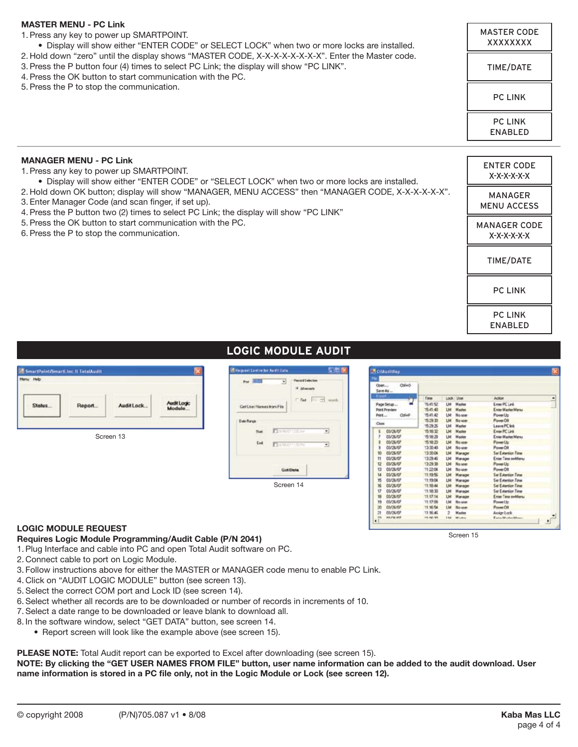## MASTER MENU - PC Link

1. Press any key to power up SMARTPOINT.
   - Display will show either "ENTER CODE" or SELECT LOCK" when two or more locks are installed.
2. Hold down "zero" until the display shows "MASTER CODE, X-X-X-X-X-X-X-X". Enter the Master code.
3. Press the P button four (4) times to select PC Link; the display will show "PC LINK".
4. Press the OK button to start communication with the PC.
5. Press the P to stop the communication.

MASTER CODE XXXXXXXX

TIME/DATE

PC LINK

PC LINK ENABLED

## MANAGER MENU - PC Link

1. Press any key to power up SMARTPOINT.
   - Display will show either "ENTER CODE" or "SELECT LOCK" when two or more locks are installed.
2. Hold down OK button; display will show "MANAGER, MENU ACCESS" then "MANAGER CODE, X-X-X-X-X-X".
3. Enter Manager Code (and scan finger, if set up).
4. Press the P button two (2) times to select PC Link; the display will show "PC LINK"
5. Press the OK button to start communication with the PC.
6. Press the P to stop the communication.

ENTER CODE X-X-X-X-X-X

MANAGER MENU ACCESS

MANAGER CODE X-X-X-X-X-X

TIME/DATE

PC LINK

PC LINK ENABLED

# LOGIC MODULE AUDIT

Screen 13

Screen 14

Screen 15

### LOGIC MODULE REQUEST

**Requires Logic Module Programming/Audit Cable (P/N 2041)**

1. Plug Interface and cable into PC and open Total Audit software on PC.
2. Connect cable to port on Logic Module.
3. Follow instructions above for either the MASTER or MANAGER code menu to enable PC Link.
4. Click on "AUDIT LOGIC MODULE" button (see screen 13).
5. Select the correct COM port and Lock ID (see screen 14).
6. Select whether all records are to be downloaded or number of records in increments of 10.
7. Select a date range to be downloaded or leave blank to download all.
8. In the software window, select "GET DATA" button, see screen 14.
   - Report screen will look like the example above (see screen 15).

**PLEASE NOTE:** Total Audit report can be exported to Excel after downloading (see screen 15).

**NOTE: By clicking the "GET USER NAMES FROM FILE" button, user name information can be added to the audit download. User name information is stored in a PC file only, not in the Logic Module or Lock (see screen 12).**

© copyright 2008 (P/N)705.087 v1 • 8/08 **Kaba Mas LLC**